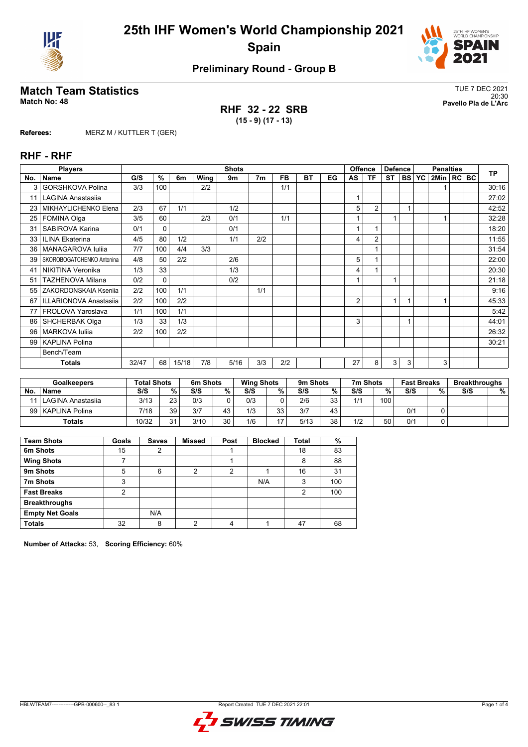# 25th IHF Women's World Championship 2021

## Spain

### Preliminary Round - Group B

## Match Team Statistics

**Match No: 48**

TUE 7 DEC 2021
20:30
**Pavello Pla de L'Arc**

**RHF 32 - 22 SRB**
**(15 - 9) (17 - 13)**

**Referees:** MERZ M / KUTTLER T (GER)

## RHF - RHF

| Players | | Shots | | | | | | | | | Offence | | Defence | | | Penalties | | | TP |
|---|---|---|---|---|---|---|---|---|---|---|---|---|---|---|---|---|---|---|---|
| No. | Name | G/S | % | 6m | Wing | 9m | 7m | FB | BT | EG | AS | TF | ST | BS | YC | 2Min | RC | BC | |
| 3 | GORSHKOVA Polina | 3/3 | 100 | | 2/2 | | | 1/1 | | | | | | | | 1 | | | 30:16 |
| 11 | LAGINA Anastasiia | | | | | | | | | | 1 | | | | | | | | 27:02 |
| 23 | MIKHAYLICHENKO Elena | 2/3 | 67 | 1/1 | | 1/2 | | | | | 5 | 2 | | 1 | | | | | 42:52 |
| 25 | FOMINA Olga | 3/5 | 60 | | 2/3 | 0/1 | | 1/1 | | | 1 | | 1 | | | 1 | | | 32:28 |
| 31 | SABIROVA Karina | 0/1 | 0 | | | 0/1 | | | | | 1 | 1 | | | | | | | 18:20 |
| 33 | ILINA Ekaterina | 4/5 | 80 | 1/2 | | 1/1 | 2/2 | | | | 4 | 2 | | | | | | | 11:55 |
| 36 | MANAGAROVA Iuliia | 7/7 | 100 | 4/4 | 3/3 | | | | | | | 1 | | | | | | | 31:54 |
| 39 | SKOROBOGATCHENKO Antonina | 4/8 | 50 | 2/2 | | 2/6 | | | | | 5 | 1 | | | | | | | 22:00 |
| 41 | NIKITINA Veronika | 1/3 | 33 | | | 1/3 | | | | | 4 | 1 | | | | | | | 20:30 |
| 51 | TAZHENOVA Milana | 0/2 | 0 | | | 0/2 | | | | | 1 | | 1 | | | | | | 21:18 |
| 55 | ZAKORDONSKAIA Kseniia | 2/2 | 100 | 1/1 | | | 1/1 | | | | | | | | | | | | 9:16 |
| 67 | ILLARIONOVA Anastasiia | 2/2 | 100 | 2/2 | | | | | | | 2 | | 1 | 1 | | 1 | | | 45:33 |
| 77 | FROLOVA Yaroslava | 1/1 | 100 | 1/1 | | | | | | | | | | | | | | | 5:42 |
| 86 | SHCHERBAK Olga | 1/3 | 33 | 1/3 | | | | | | | 3 | | | 1 | | | | | 44:01 |
| 96 | MARKOVA Iuliia | 2/2 | 100 | 2/2 | | | | | | | | | | | | | | | 26:32 |
| 99 | KAPLINA Polina | | | | | | | | | | | | | | | | | | 30:21 |
| | Bench/Team | | | | | | | | | | | | | | | | | | |
| | **Totals** | 32/47 | 68 | 15/18 | 7/8 | 5/16 | 3/3 | 2/2 | | | 27 | 8 | 3 | 3 | | 3 | | | |

| Goalkeepers | | Total Shots | | 6m Shots | | Wing Shots | | 9m Shots | | 7m Shots | | Fast Breaks | | Breakthroughs | |
|---|---|---|---|---|---|---|---|---|---|---|---|---|---|---|---|
| No. | Name | S/S | % | S/S | % | S/S | % | S/S | % | S/S | % | S/S | % | S/S | % |
| 11 | LAGINA Anastasiia | 3/13 | 23 | 0/3 | 0 | 0/3 | 0 | 2/6 | 33 | 1/1 | 100 | | | | |
| 99 | KAPLINA Polina | 7/18 | 39 | 3/7 | 43 | 1/3 | 33 | 3/7 | 43 | | | 0/1 | 0 | | |
| | **Totals** | 10/32 | 31 | 3/10 | 30 | 1/6 | 17 | 5/13 | 38 | 1/2 | 50 | 0/1 | 0 | | |

| Team Shots | Goals | Saves | Missed | Post | Blocked | Total | % |
|---|---|---|---|---|---|---|---|
| 6m Shots | 15 | 2 | | 1 | | 18 | 83 |
| Wing Shots | 7 | | | 1 | | 8 | 88 |
| 9m Shots | 5 | 6 | 2 | 2 | 1 | 16 | 31 |
| 7m Shots | 3 | | | | N/A | 3 | 100 |
| Fast Breaks | 2 | | | | | 2 | 100 |
| Breakthroughs | | | | | | | |
| Empty Net Goals | | N/A | | | | | |
| Totals | 32 | 8 | 2 | 4 | 1 | 47 | 68 |

**Number of Attacks:** 53, **Scoring Efficiency:** 60%

HBLWTEAM7-------------GPB-000600--_83 1 Report Created TUE 7 DEC 2021 22:01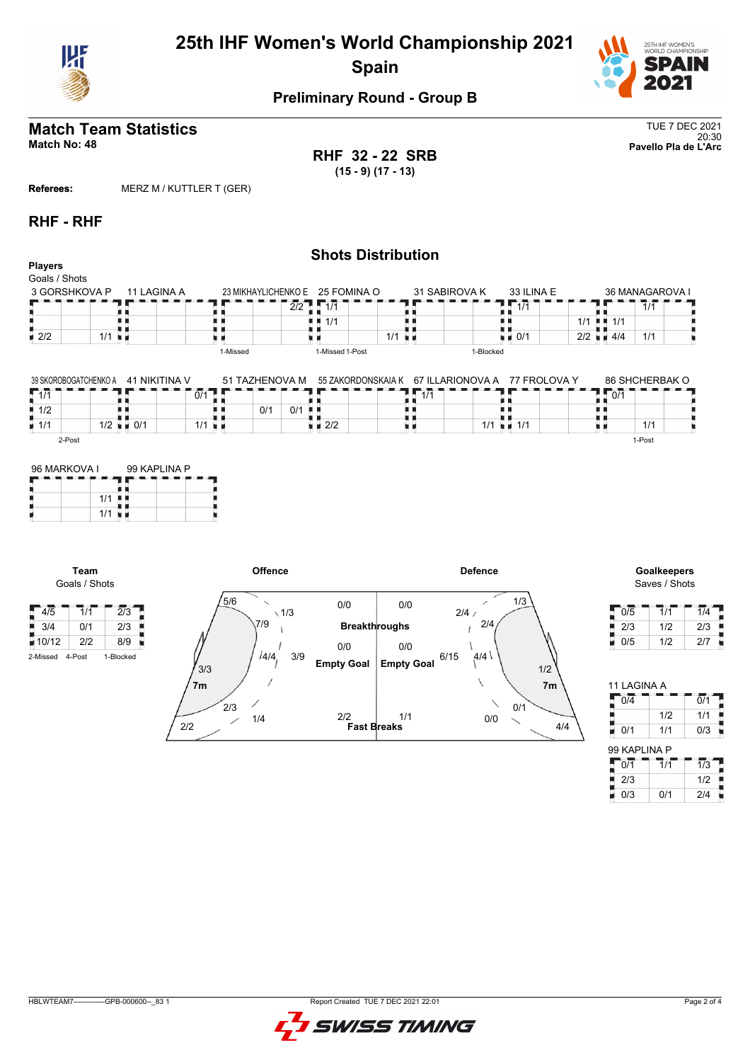# 25th IHF Women's World Championship 2021
## Spain

### Preliminary Round - Group B

## Match Team Statistics
**Match No: 48**

TUE 7 DEC 2021
20:30
**Pavello Pla de L'Arc**

**RHF 32 - 22 SRB**
**(15 - 9) (17 - 13)**

**Referees:** MERZ M / KUTTLER T (GER)

## RHF - RHF

### Shots Distribution

**Players**
Goals / Shots

**3 GORSHKOVA P**

| | | |
|---|---|---|
| | | |
| | | |
| 2/2 | | 1/1 |

**11 LAGINA A**

| | | |
|---|---|---|
| | | |
| | | |
| | | |

**23 MIKHAYLICHENKO E**

| | | |
|---|---|---|
| | | 2/2 |
| | | |
| | | |

1-Missed

**25 FOMINA O**

| | | |
|---|---|---|
| 1/1 | | |
| 1/1 | | |
| | | 1/1 |

1-Missed 1-Post

**31 SABIROVA K**

| | | |
|---|---|---|
| | | |
| | | |
| | | |

1-Blocked

**33 ILINA E**

| | | |
|---|---|---|
| 1/1 | | |
| | | 1/1 |
| 0/1 | | 2/2 |

**36 MANAGAROVA I**

| | | |
|---|---|---|
| | 1/1 | |
| 1/1 | | |
| 4/4 | 1/1 | |

**39 SKOROBOGATCHENKO A**

| | | |
|---|---|---|
| 1/1 | | |
| 1/2 | | |
| 1/1 | | 1/2 |

2-Post

**41 NIKITINA V**

| | | |
|---|---|---|
| | | 0/1 |
| | | |
| 0/1 | | 1/1 |

**51 TAZHENOVA M**

| | | |
|---|---|---|
| | | |
| | 0/1 | 0/1 |
| | | |

**55 ZAKORDONSKAIA K**

| | | |
|---|---|---|
| | | |
| | | |
| 2/2 | | |

**67 ILLARIONOVA A**

| | | |
|---|---|---|
| 1/1 | | |
| | | |
| | | 1/1 |

**77 FROLOVA Y**

| | | |
|---|---|---|
| | | |
| | | |
| 1/1 | | |

**86 SHCHERBAK O**

| | | |
|---|---|---|
| 0/1 | | |
| | | |
| | 1/1 | |

1-Post

**96 MARKOVA I**

| | | |
|---|---|---|
| | | |
| | | 1/1 |
| | | 1/1 |

**99 KAPLINA P**

| | | |
|---|---|---|
| | | |
| | | |
| | | |

**Team**
Goals / Shots

| | | |
|---|---|---|
| 4/5 | 1/1 | 2/3 |
| 3/4 | 0/1 | 2/3 |
| 10/12 | 2/2 | 8/9 |

2-Missed 4-Post 1-Blocked

**Offence**

| Area | Goals / Shots |
|---|---|
| Left wing | 5/6 |
| Left 9m | 1/3 |
| Left back | 7/9 |
| Centre 6m | 4/4 |
| Centre 9m | 3/9 |
| Left 6m | 3/3 |
| 7m | 2/3 |
| Right back (low) | 1/4 |
| Right wing | 2/2 |
| Breakthroughs | 0/0 |
| Empty Goal | 0/0 |
| Fast Breaks | 2/2 |

**Defence**

| Area | Goals / Shots |
|---|---|
| Breakthroughs | 0/0 |
| Empty Goal | 0/0 |
| Fast Breaks | 1/1 |
| Left wing | 1/3 |
| Left back | 2/4 |
| Centre | 2/4 |
| Centre 9m | 6/15 |
| Centre 6m | 4/4 |
| Left 6m | 1/2 |
| 7m | 0/1 |
| Right back (low) | 0/0 |
| Right wing | 4/4 |

**Goalkeepers**
Saves / Shots

| | | |
|---|---|---|
| 0/5 | 1/1 | 1/4 |
| 2/3 | 1/2 | 2/3 |
| 0/5 | 1/2 | 2/7 |

**11 LAGINA A**

| | | |
|---|---|---|
| 0/4 | | 0/1 |
| | 1/2 | 1/1 |
| 0/1 | 1/1 | 0/3 |

**99 KAPLINA P**

| | | |
|---|---|---|
| 0/1 | 1/1 | 1/3 |
| 2/3 | | 1/2 |
| 0/3 | 0/1 | 2/4 |

HBLWTEAM7--------------GPB-000600--_83 1 Report Created TUE 7 DEC 2021 22:01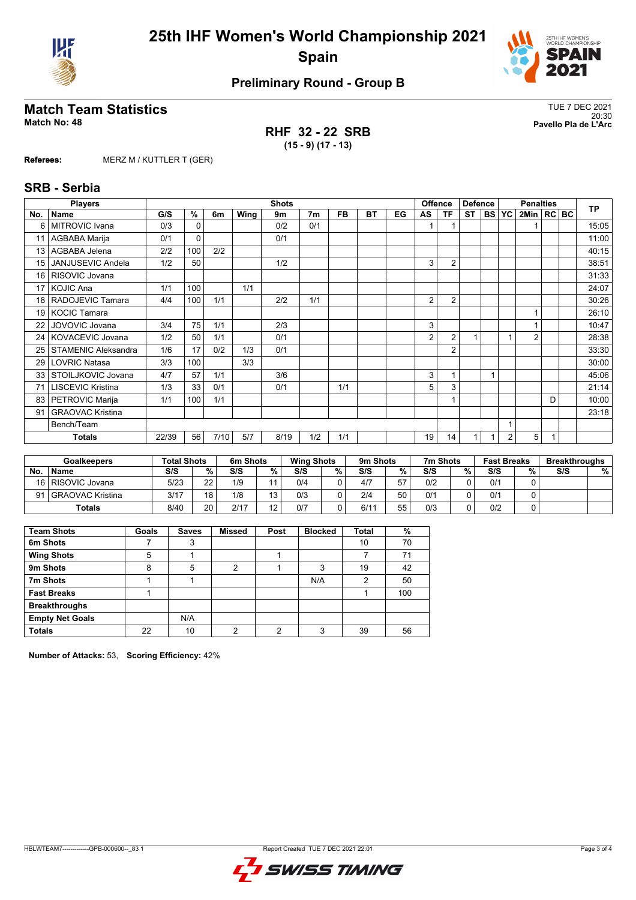# 25th IHF Women's World Championship 2021
## Spain

### Preliminary Round - Group B

## Match Team Statistics

**Match No: 48**

TUE 7 DEC 2021
20:30
**Pavello Pla de L'Arc**

**RHF 32 - 22 SRB**
**(15 - 9) (17 - 13)**

**Referees:** MERZ M / KUTTLER T (GER)

## SRB - Serbia

| Players | | Shots | | | | | | | | | Offence | | Defence | | Penalties | | | | TP |
|---|---|---|---|---|---|---|---|---|---|---|---|---|---|---|---|---|---|---|---|
| No. | Name | G/S | % | 6m | Wing | 9m | 7m | FB | BT | EG | AS | TF | ST | BS | YC | 2Min | RC | BC | |
| 6 | MITROVIC Ivana | 0/3 | 0 | | | 0/2 | 0/1 | | | | 1 | 1 | | | | 1 | | | 15:05 |
| 11 | AGBABA Marija | 0/1 | 0 | | | 0/1 | | | | | | | | | | | | | 11:00 |
| 13 | AGBABA Jelena | 2/2 | 100 | 2/2 | | | | | | | | | | | | | | | 40:15 |
| 15 | JANJUSEVIC Andela | 1/2 | 50 | | | 1/2 | | | | | 3 | 2 | | | | | | | 38:51 |
| 16 | RISOVIC Jovana | | | | | | | | | | | | | | | | | | 31:33 |
| 17 | KOJIC Ana | 1/1 | 100 | | 1/1 | | | | | | | | | | | | | | 24:07 |
| 18 | RADOJEVIC Tamara | 4/4 | 100 | 1/1 | | 2/2 | 1/1 | | | | 2 | 2 | | | | | | | 30:26 |
| 19 | KOCIC Tamara | | | | | | | | | | | | | | | 1 | | | 26:10 |
| 22 | JOVOVIC Jovana | 3/4 | 75 | 1/1 | | 2/3 | | | | | 3 | | | | | 1 | | | 10:47 |
| 24 | KOVACEVIC Jovana | 1/2 | 50 | 1/1 | | 0/1 | | | | | 2 | 2 | 1 | | 1 | 2 | | | 28:38 |
| 25 | STAMENIC Aleksandra | 1/6 | 17 | 0/2 | 1/3 | 0/1 | | | | | | 2 | | | | | | | 33:30 |
| 29 | LOVRIC Natasa | 3/3 | 100 | | 3/3 | | | | | | | | | | | | | | 30:00 |
| 33 | STOILJKOVIC Jovana | 4/7 | 57 | 1/1 | | 3/6 | | | | | 3 | 1 | | 1 | | | | | 45:06 |
| 71 | LISCEVIC Kristina | 1/3 | 33 | 0/1 | | 0/1 | | 1/1 | | | 5 | 3 | | | | | | | 21:14 |
| 83 | PETROVIC Marija | 1/1 | 100 | 1/1 | | | | | | | | 1 | | | | | D | | 10:00 |
| 91 | GRAOVAC Kristina | | | | | | | | | | | | | | | | | | 23:18 |
| | Bench/Team | | | | | | | | | | | | | | 1 | | | | |
| | **Totals** | 22/39 | 56 | 7/10 | 5/7 | 8/19 | 1/2 | 1/1 | | | 19 | 14 | 1 | 1 | 2 | 5 | 1 | | |

| Goalkeepers | | Total Shots | | 6m Shots | | Wing Shots | | 9m Shots | | 7m Shots | | Fast Breaks | | Breakthroughs | |
|---|---|---|---|---|---|---|---|---|---|---|---|---|---|---|---|
| No. | Name | S/S | % | S/S | % | S/S | % | S/S | % | S/S | % | S/S | % | S/S | % |
| 16 | RISOVIC Jovana | 5/23 | 22 | 1/9 | 11 | 0/4 | 0 | 4/7 | 57 | 0/2 | 0 | 0/1 | 0 | | |
| 91 | GRAOVAC Kristina | 3/17 | 18 | 1/8 | 13 | 0/3 | 0 | 2/4 | 50 | 0/1 | 0 | 0/1 | 0 | | |
| | **Totals** | 8/40 | 20 | 2/17 | 12 | 0/7 | 0 | 6/11 | 55 | 0/3 | 0 | 0/2 | 0 | | |

| Team Shots | Goals | Saves | Missed | Post | Blocked | Total | % |
|---|---|---|---|---|---|---|---|
| 6m Shots | 7 | 3 | | | | 10 | 70 |
| Wing Shots | 5 | 1 | | 1 | | 7 | 71 |
| 9m Shots | 8 | 5 | 2 | 1 | 3 | 19 | 42 |
| 7m Shots | 1 | 1 | | | N/A | 2 | 50 |
| Fast Breaks | 1 | | | | | 1 | 100 |
| Breakthroughs | | | | | | | |
| Empty Net Goals | | N/A | | | | | |
| **Totals** | 22 | 10 | 2 | 2 | 3 | 39 | 56 |

**Number of Attacks:** 53, **Scoring Efficiency:** 42%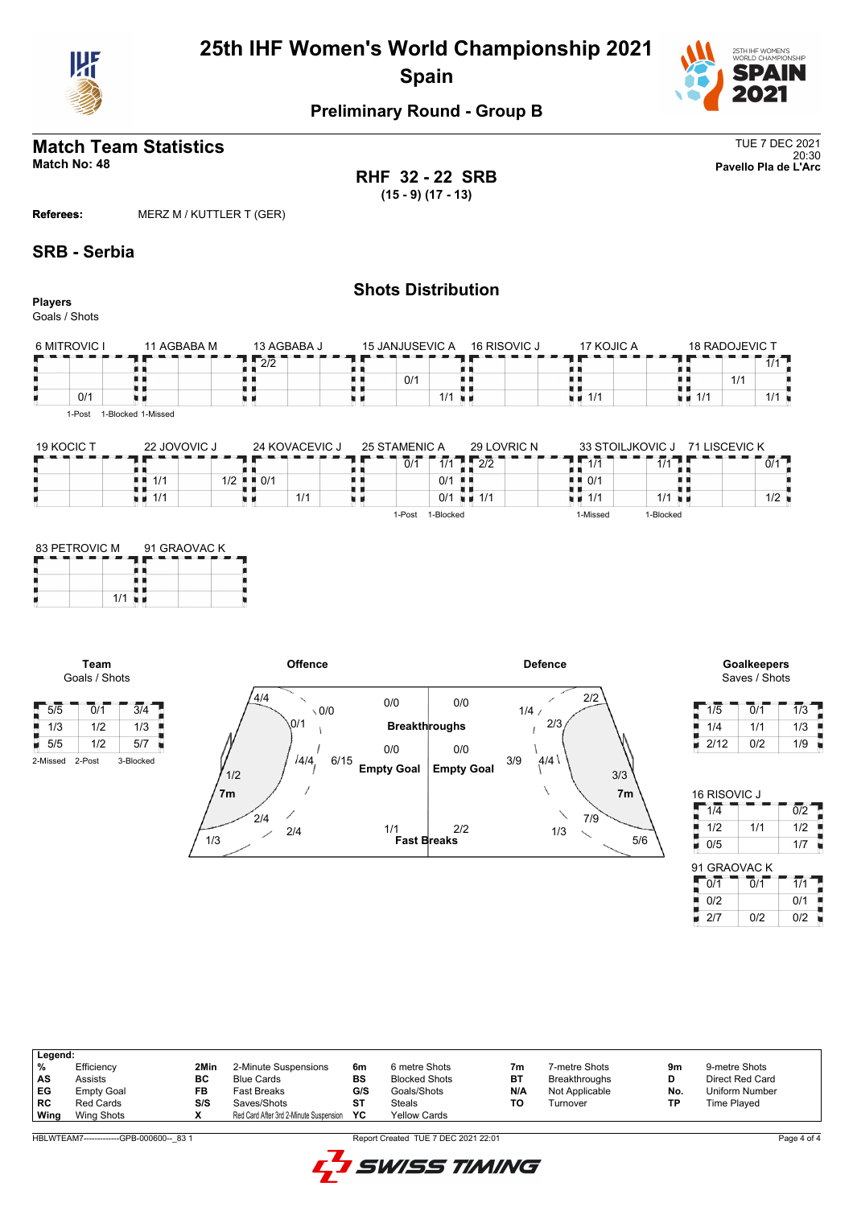# 25th IHF Women's World Championship 2021
# Spain

## Preliminary Round - Group B

## Match Team Statistics

**Match No: 48**

TUE 7 DEC 2021
20:30
**Pavello Pla de L'Arc**

**RHF 32 - 22 SRB**
**(15 - 9) (17 - 13)**

**Referees:** MERZ M / KUTTLER T (GER)

## SRB - Serbia

### Shots Distribution

**Players**
Goals / Shots

6 MITROVIC I
0/1
1-Post 1-Blocked 1-Missed

11 AGBABA M

13 AGBABA J
2/2

15 JANJUSEVIC A
0/1
1/1

16 RISOVIC J

17 KOJIC A
1/1

18 RADOJEVIC T
1/1
1/1
1/1 1/1

19 KOCIC T

22 JOVOVIC J
1/1 1/2
1/1

24 KOVACEVIC J
0/1
1/1

25 STAMENIC A
0/1 1/1
0/1
0/1
1-Post 1-Blocked

29 LOVRIC N
2/2
1/1

33 STOILJKOVIC J
1/1 1/1
0/1
1/1 1/1
1-Missed 1-Blocked

71 LISCEVIC K
0/1
1/2

83 PETROVIC M
1/1

91 GRAOVAC K

**Team**
Goals / Shots

| | | |
|---|---|---|
| 5/5 | 0/1 | 3/4 |
| 1/3 | 1/2 | 1/3 |
| 5/5 | 1/2 | 5/7 |

2-Missed 2-Post 3-Blocked

**Offence**

4/4
0/0
0/1
1/2
7m
4/4
6/15
2/4
2/4
1/3
0/0 Breakthroughs 0/0
0/0 Empty Goal 0/0
1/1 Fast Breaks 2/2

**Defence**

1/4
2/2
2/3
3/9
4/4
3/3
7m
7/9
1/3
5/6

**Goalkeepers**
Saves / Shots

| | | |
|---|---|---|
| 1/5 | 0/1 | 1/3 |
| 1/4 | 1/1 | 1/3 |
| 2/12 | 0/2 | 1/9 |

16 RISOVIC J

| | | |
|---|---|---|
| 1/4 | | 0/2 |
| 1/2 | 1/1 | 1/2 |
| 0/5 | | 1/7 |

91 GRAOVAC K

| | | |
|---|---|---|
| 0/1 | 0/1 | 1/1 |
| 0/2 | | 0/1 |
| 2/7 | 0/2 | 0/2 |

| Legend: | | | | | | | | | |
|---|---|---|---|---|---|---|---|---|---|
| % | Efficiency | 2Min | 2-Minute Suspensions | 6m | 6 metre Shots | 7m | 7-metre Shots | 9m | 9-metre Shots |
| AS | Assists | BC | Blue Cards | BS | Blocked Shots | BT | Breakthroughs | D | Direct Red Card |
| EG | Empty Goal | FB | Fast Breaks | G/S | Goals/Shots | N/A | Not Applicable | No. | Uniform Number |
| RC | Red Cards | S/S | Saves/Shots | ST | Steals | TO | Turnover | TP | Time Played |
| Wing | Wing Shots | X | Red Card After 3rd 2-Minute Suspension | YC | Yellow Cards | | | | |

HBLWTEAM7-------------GPB-000600--_83 1 Report Created TUE 7 DEC 2021 22:01